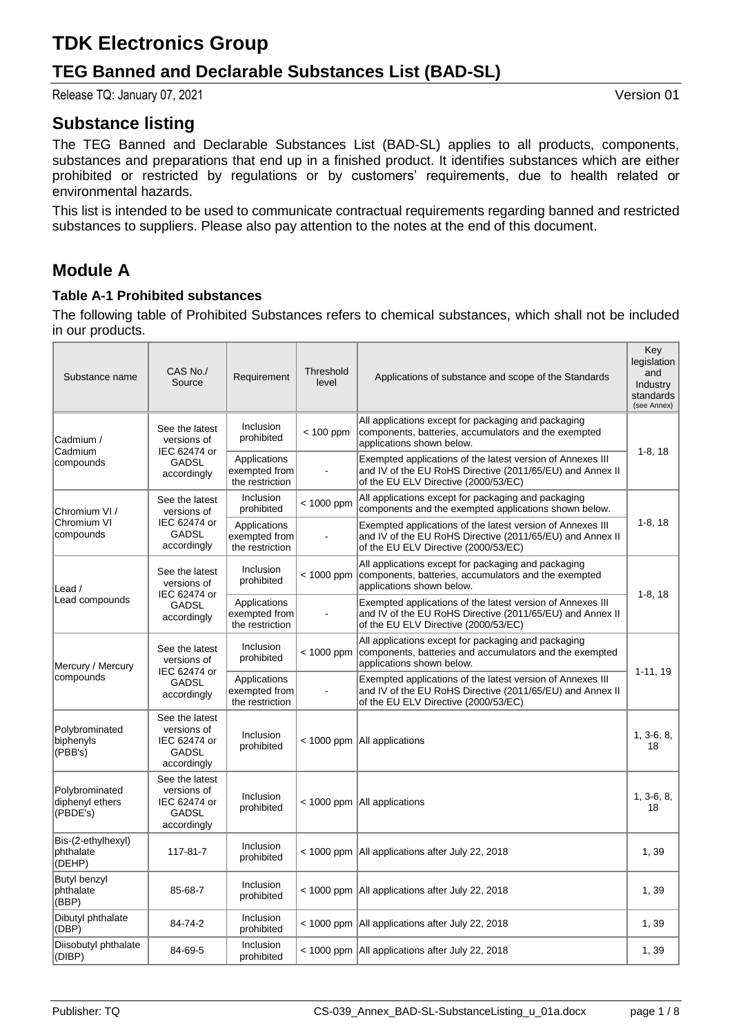# TDK Electronics Group

## TEG Banned and Declarable Substances List (BAD-SL)

Release TQ: January 07, 2021 Version 01

## Substance listing

The TEG Banned and Declarable Substances List (BAD-SL) applies to all products, components, substances and preparations that end up in a finished product. It identifies substances which are either prohibited or restricted by regulations or by customers' requirements, due to health related or environmental hazards.

This list is intended to be used to communicate contractual requirements regarding banned and restricted substances to suppliers. Please also pay attention to the notes at the end of this document.

## Module A

### Table A-1 Prohibited substances

The following table of Prohibited Substances refers to chemical substances, which shall not be included in our products.

| Substance name | CAS No./ Source | Requirement | Threshold level | Applications of substance and scope of the Standards | Key legislation and Industry standards (see Annex) |
|---|---|---|---|---|---|
| Cadmium / Cadmium compounds | See the latest versions of IEC 62474 or GADSL accordingly | Inclusion prohibited | < 100 ppm | All applications except for packaging and packaging components, batteries, accumulators and the exempted applications shown below. | 1-8, 18 |
| | | Applications exempted from the restriction | - | Exempted applications of the latest version of Annexes III and IV of the EU RoHS Directive (2011/65/EU) and Annex II of the EU ELV Directive (2000/53/EC) | |
| Chromium VI / Chromium VI compounds | See the latest versions of IEC 62474 or GADSL accordingly | Inclusion prohibited | < 1000 ppm | All applications except for packaging and packaging components and the exempted applications shown below. | 1-8, 18 |
| | | Applications exempted from the restriction | - | Exempted applications of the latest version of Annexes III and IV of the EU RoHS Directive (2011/65/EU) and Annex II of the EU ELV Directive (2000/53/EC) | |
| Lead / Lead compounds | See the latest versions of IEC 62474 or GADSL accordingly | Inclusion prohibited | < 1000 ppm | All applications except for packaging and packaging components, batteries, accumulators and the exempted applications shown below. | 1-8, 18 |
| | | Applications exempted from the restriction | - | Exempted applications of the latest version of Annexes III and IV of the EU RoHS Directive (2011/65/EU) and Annex II of the EU ELV Directive (2000/53/EC) | |
| Mercury / Mercury compounds | See the latest versions of IEC 62474 or GADSL accordingly | Inclusion prohibited | < 1000 ppm | All applications except for packaging and packaging components, batteries and accumulators and the exempted applications shown below. | 1-11, 19 |
| | | Applications exempted from the restriction | - | Exempted applications of the latest version of Annexes III and IV of the EU RoHS Directive (2011/65/EU) and Annex II of the EU ELV Directive (2000/53/EC) | |
| Polybrominated biphenyls (PBB's) | See the latest versions of IEC 62474 or GADSL accordingly | Inclusion prohibited | < 1000 ppm | All applications | 1, 3-6, 8, 18 |
| Polybrominated diphenyl ethers (PBDE's) | See the latest versions of IEC 62474 or GADSL accordingly | Inclusion prohibited | < 1000 ppm | All applications | 1, 3-6, 8, 18 |
| Bis-(2-ethylhexyl) phthalate (DEHP) | 117-81-7 | Inclusion prohibited | < 1000 ppm | All applications after July 22, 2018 | 1, 39 |
| Butyl benzyl phthalate (BBP) | 85-68-7 | Inclusion prohibited | < 1000 ppm | All applications after July 22, 2018 | 1, 39 |
| Dibutyl phthalate (DBP) | 84-74-2 | Inclusion prohibited | < 1000 ppm | All applications after July 22, 2018 | 1, 39 |
| Diisobutyl phthalate (DIBP) | 84-69-5 | Inclusion prohibited | < 1000 ppm | All applications after July 22, 2018 | 1, 39 |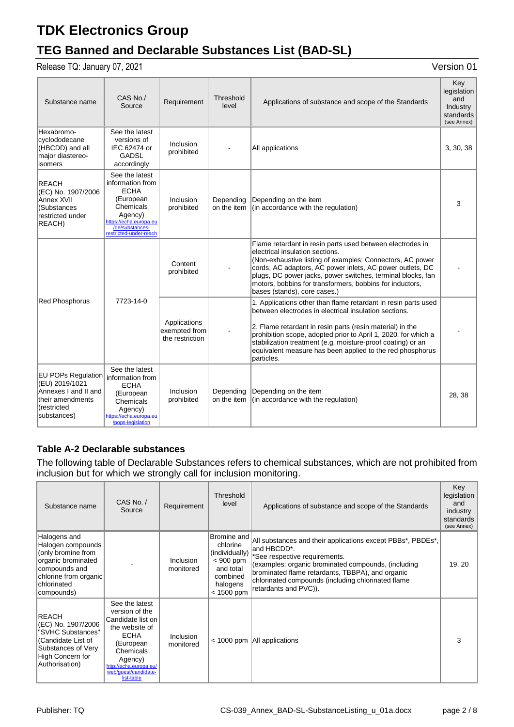# TDK Electronics Group

## TEG Banned and Declarable Substances List (BAD-SL)

Release TQ: January 07, 2021 Version 01

| Substance name | CAS No./ Source | Requirement | Threshold level | Applications of substance and scope of the Standards | Key legislation and Industry standards (see Annex) |
|---|---|---|---|---|---|
| Hexabromo-cyclododecane (HBCDD) and all major diastereo-isomers | See the latest versions of IEC 62474 or GADSL accordingly | Inclusion prohibited | - | All applications | 3, 30, 38 |
| REACH (EC) No. 1907/2006 Annex XVII (Substances restricted under REACH) | See the latest information from ECHA (European Chemicals Agency) https://echa.europa.eu/de/substances-restricted-under-reach | Inclusion prohibited | Depending on the item | Depending on the item (in accordance with the regulation) | 3 |
| Red Phosphorus | 7723-14-0 | Content prohibited | - | Flame retardant in resin parts used between electrodes in electrical insulation sections. (Non-exhaustive listing of examples: Connectors, AC power cords, AC adaptors, AC power inlets, AC power outlets, DC plugs, DC power jacks, power switches, terminal blocks, fan motors, bobbins for transformers, bobbins for inductors, bases (stands), core cases.) | - |
| | | Applications exempted from the restriction | - | 1. Applications other than flame retardant in resin parts used between electrodes in electrical insulation sections. 2. Flame retardant in resin parts (resin material) in the prohibition scope, adopted prior to April 1, 2020, for which a stabilization treatment (e.g. moisture-proof coating) or an equivalent measure has been applied to the red phosphorus particles. | - |
| EU POPs Regulation (EU) 2019/1021 Annexes I and II and their amendments (restricted substances) | See the latest information from ECHA (European Chemicals Agency) https://echa.europa.eu/pops-legislation | Inclusion prohibited | Depending on the item | Depending on the item (in accordance with the regulation) | 28, 38 |

### Table A-2 Declarable substances

The following table of Declarable Substances refers to chemical substances, which are not prohibited from inclusion but for which we strongly call for inclusion monitoring.

| Substance name | CAS No. / Source | Requirement | Threshold level | Applications of substance and scope of the Standards | Key legislation and industry standards (see Annex) |
|---|---|---|---|---|---|
| Halogens and Halogen compounds (only bromine from organic brominated compounds and chlorine from organic chlorinated compounds) | - | Inclusion monitored | Bromine and chlorine (individually) < 900 ppm and total combined halogens < 1500 ppm | All substances and their applications except PBBs*, PBDEs*, and HBCDD*. *See respective requirements. (examples: organic brominated compounds, (including brominated flame retardants, TBBPA), and organic chlorinated compounds (including chlorinated flame retardants and PVC)). | 19, 20 |
| REACH (EC) No. 1907/2006 "SVHC Substances" (Candidate List of Substances of Very High Concern for Authorisation) | See the latest version of the Candidate list on the website of ECHA (European Chemicals Agency) http://echa.europa.eu/web/guest/candidate-list-table | Inclusion monitored | < 1000 ppm | All applications | 3 |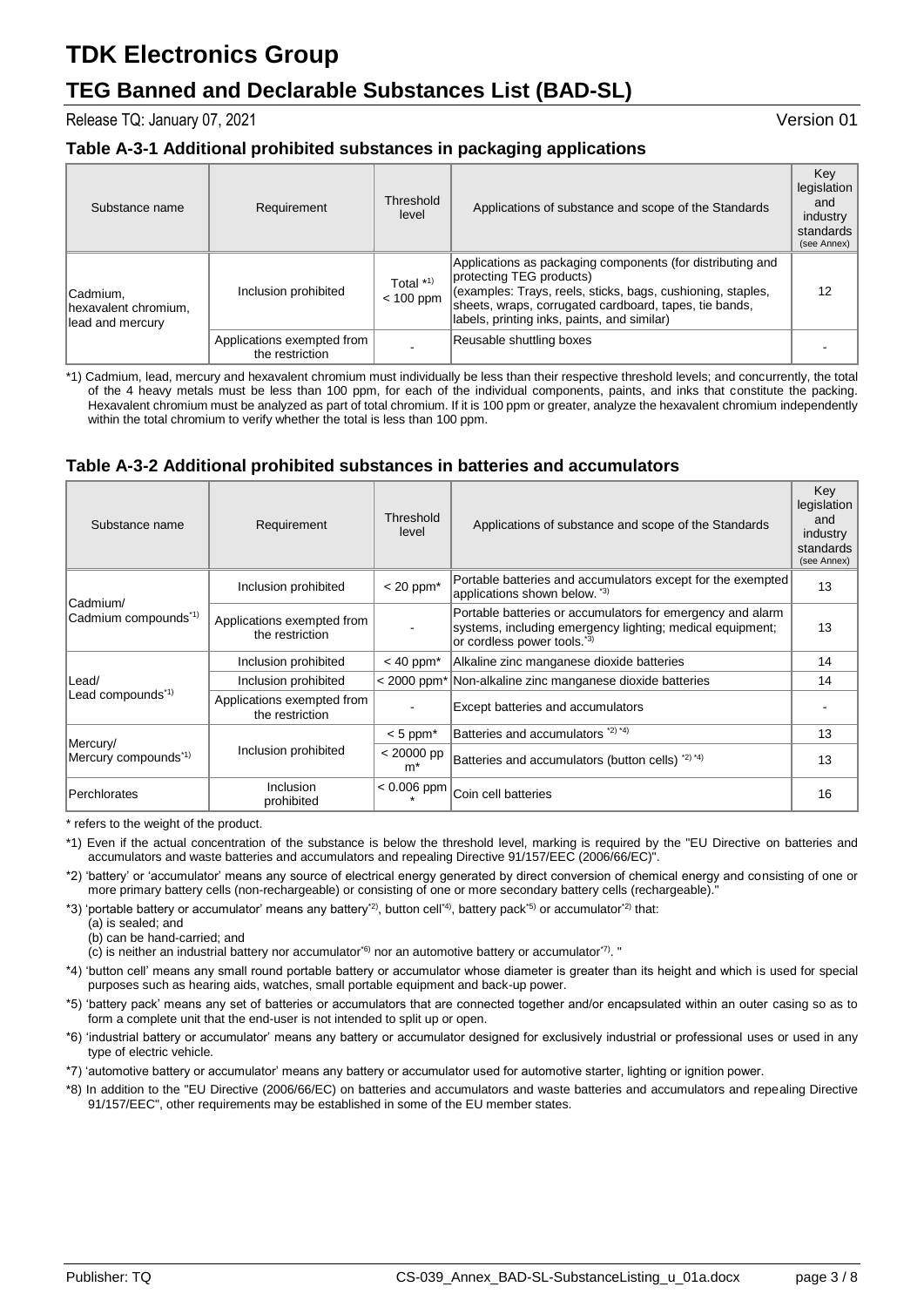# TDK Electronics Group

## TEG Banned and Declarable Substances List (BAD-SL)

Release TQ: January 07, 2021 Version 01

### Table A-3-1 Additional prohibited substances in packaging applications

| Substance name | Requirement | Threshold level | Applications of substance and scope of the Standards | Key legislation and industry standards (see Annex) |
|---|---|---|---|---|
| Cadmium, hexavalent chromium, lead and mercury | Inclusion prohibited | Total *1) < 100 ppm | Applications as packaging components (for distributing and protecting TEG products) (examples: Trays, reels, sticks, bags, cushioning, staples, sheets, wraps, corrugated cardboard, tapes, tie bands, labels, printing inks, paints, and similar) | 12 |
| | Applications exempted from the restriction | - | Reusable shuttling boxes | - |

*1) Cadmium, lead, mercury and hexavalent chromium must individually be less than their respective threshold levels; and concurrently, the total of the 4 heavy metals must be less than 100 ppm, for each of the individual components, paints, and inks that constitute the packing. Hexavalent chromium must be analyzed as part of total chromium. If it is 100 ppm or greater, analyze the hexavalent chromium independently within the total chromium to verify whether the total is less than 100 ppm.

### Table A-3-2 Additional prohibited substances in batteries and accumulators

| Substance name | Requirement | Threshold level | Applications of substance and scope of the Standards | Key legislation and industry standards (see Annex) |
|---|---|---|---|---|
| Cadmium/ Cadmium compounds*1) | Inclusion prohibited | < 20 ppm* | Portable batteries and accumulators except for the exempted applications shown below. *3) | 13 |
| | Applications exempted from the restriction | - | Portable batteries or accumulators for emergency and alarm systems, including emergency lighting; medical equipment; or cordless power tools.*3) | 13 |
| Lead/ Lead compounds*1) | Inclusion prohibited | < 40 ppm* | Alkaline zinc manganese dioxide batteries | 14 |
| | Inclusion prohibited | < 2000 ppm* | Non-alkaline zinc manganese dioxide batteries | 14 |
| | Applications exempted from the restriction | - | Except batteries and accumulators | - |
| Mercury/ Mercury compounds*1) | Inclusion prohibited | < 5 ppm* | Batteries and accumulators *2) *4) | 13 |
| | | < 20000 ppm* | Batteries and accumulators (button cells) *2) *4) | 13 |
| Perchlorates | Inclusion prohibited | < 0.006 ppm* | Coin cell batteries | 16 |

\* refers to the weight of the product.

*1) Even if the actual concentration of the substance is below the threshold level, marking is required by the "EU Directive on batteries and accumulators and waste batteries and accumulators and repealing Directive 91/157/EEC (2006/66/EC)".

*2) 'battery' or 'accumulator' means any source of electrical energy generated by direct conversion of chemical energy and consisting of one or more primary battery cells (non-rechargeable) or consisting of one or more secondary battery cells (rechargeable)."

*3) 'portable battery or accumulator' means any battery*2), button cell*4), battery pack*5) or accumulator*2) that:
(a) is sealed; and
(b) can be hand-carried; and
(c) is neither an industrial battery nor accumulator*6) nor an automotive battery or accumulator*7). "

*4) 'button cell' means any small round portable battery or accumulator whose diameter is greater than its height and which is used for special purposes such as hearing aids, watches, small portable equipment and back-up power.

*5) 'battery pack' means any set of batteries or accumulators that are connected together and/or encapsulated within an outer casing so as to form a complete unit that the end-user is not intended to split up or open.

*6) 'industrial battery or accumulator' means any battery or accumulator designed for exclusively industrial or professional uses or used in any type of electric vehicle.

*7) 'automotive battery or accumulator' means any battery or accumulator used for automotive starter, lighting or ignition power.

*8) In addition to the "EU Directive (2006/66/EC) on batteries and accumulators and waste batteries and accumulators and repealing Directive 91/157/EEC", other requirements may be established in some of the EU member states.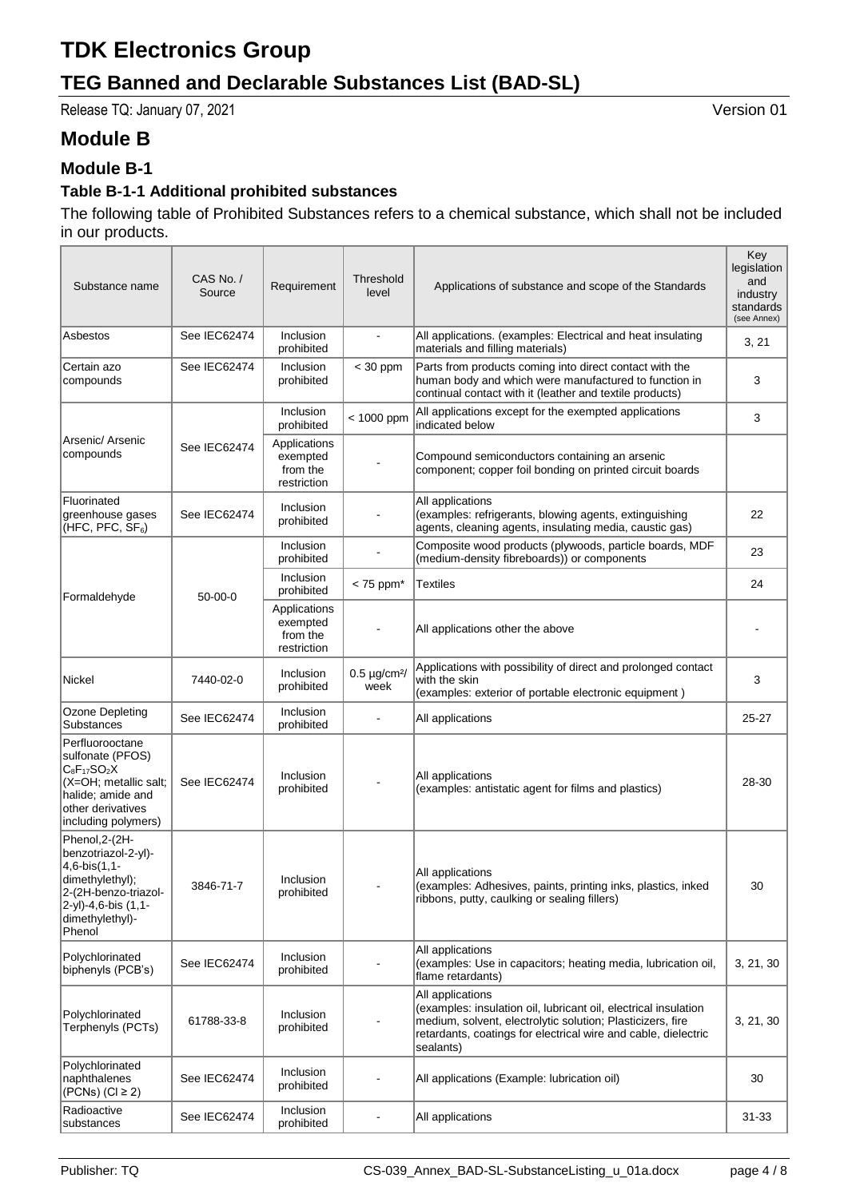# TDK Electronics Group

## TEG Banned and Declarable Substances List (BAD-SL)

Release TQ: January 07, 2021 Version 01

## Module B

### Module B-1

#### Table B-1-1 Additional prohibited substances

The following table of Prohibited Substances refers to a chemical substance, which shall not be included in our products.

| Substance name | CAS No. / Source | Requirement | Threshold level | Applications of substance and scope of the Standards | Key legislation and industry standards (see Annex) |
|---|---|---|---|---|---|
| Asbestos | See IEC62474 | Inclusion prohibited | - | All applications. (examples: Electrical and heat insulating materials and filling materials) | 3, 21 |
| Certain azo compounds | See IEC62474 | Inclusion prohibited | < 30 ppm | Parts from products coming into direct contact with the human body and which were manufactured to function in continual contact with it (leather and textile products) | 3 |
| Arsenic/ Arsenic compounds | See IEC62474 | Inclusion prohibited | < 1000 ppm | All applications except for the exempted applications indicated below | 3 |
| | | Applications exempted from the restriction | - | Compound semiconductors containing an arsenic component; copper foil bonding on printed circuit boards | |
| Fluorinated greenhouse gases (HFC, PFC, $SF_6$) | See IEC62474 | Inclusion prohibited | - | All applications (examples: refrigerants, blowing agents, extinguishing agents, cleaning agents, insulating media, caustic gas) | 22 |
| Formaldehyde | 50-00-0 | Inclusion prohibited | - | Composite wood products (plywoods, particle boards, MDF (medium-density fibreboards)) or components | 23 |
| | | Inclusion prohibited | < 75 ppm* | Textiles | 24 |
| | | Applications exempted from the restriction | - | All applications other the above | - |
| Nickel | 7440-02-0 | Inclusion prohibited | 0.5 µg/cm²/ week | Applications with possibility of direct and prolonged contact with the skin (examples: exterior of portable electronic equipment ) | 3 |
| Ozone Depleting Substances | See IEC62474 | Inclusion prohibited | - | All applications | 25-27 |
| Perfluorooctane sulfonate (PFOS) $C_8F_{17}SO_2X$ (X=OH; metallic salt; halide; amide and other derivatives including polymers) | See IEC62474 | Inclusion prohibited | - | All applications (examples: antistatic agent for films and plastics) | 28-30 |
| Phenol,2-(2H-benzotriazol-2-yl)-4,6-bis(1,1-dimethylethyl); 2-(2H-benzo-triazol-2-yl)-4,6-bis (1,1-dimethylethyl)-Phenol | 3846-71-7 | Inclusion prohibited | - | All applications (examples: Adhesives, paints, printing inks, plastics, inked ribbons, putty, caulking or sealing fillers) | 30 |
| Polychlorinated biphenyls (PCB's) | See IEC62474 | Inclusion prohibited | - | All applications (examples: Use in capacitors; heating media, lubrication oil, flame retardants) | 3, 21, 30 |
| Polychlorinated Terphenyls (PCTs) | 61788-33-8 | Inclusion prohibited | - | All applications (examples: insulation oil, lubricant oil, electrical insulation medium, solvent, electrolytic solution; Plasticizers, fire retardants, coatings for electrical wire and cable, dielectric sealants) | 3, 21, 30 |
| Polychlorinated naphthalenes (PCNs) (Cl ≥ 2) | See IEC62474 | Inclusion prohibited | - | All applications (Example: lubrication oil) | 30 |
| Radioactive substances | See IEC62474 | Inclusion prohibited | - | All applications | 31-33 |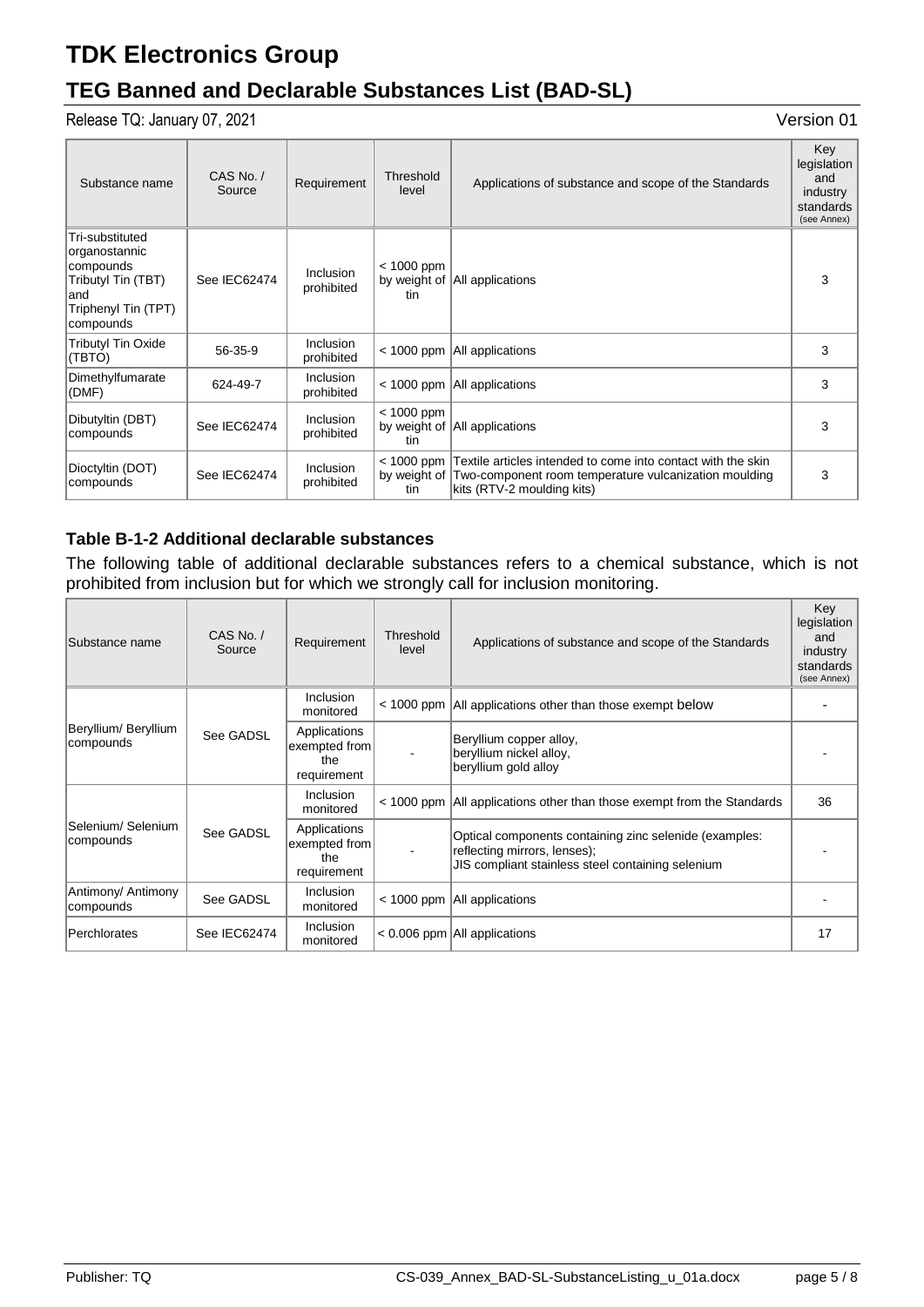# TDK Electronics Group

## TEG Banned and Declarable Substances List (BAD-SL)

Release TQ: January 07, 2021 Version 01

| Substance name | CAS No. / Source | Requirement | Threshold level | Applications of substance and scope of the Standards | Key legislation and industry standards (see Annex) |
|---|---|---|---|---|---|
| Tri-substituted organostannic compounds Tributyl Tin (TBT) and Triphenyl Tin (TPT) compounds | See IEC62474 | Inclusion prohibited | < 1000 ppm by weight of tin | All applications | 3 |
| Tributyl Tin Oxide (TBTO) | 56-35-9 | Inclusion prohibited | < 1000 ppm | All applications | 3 |
| Dimethylfumarate (DMF) | 624-49-7 | Inclusion prohibited | < 1000 ppm | All applications | 3 |
| Dibutyltin (DBT) compounds | See IEC62474 | Inclusion prohibited | < 1000 ppm by weight of tin | All applications | 3 |
| Dioctyltin (DOT) compounds | See IEC62474 | Inclusion prohibited | < 1000 ppm by weight of tin | Textile articles intended to come into contact with the skin Two-component room temperature vulcanization moulding kits (RTV-2 moulding kits) | 3 |

### Table B-1-2 Additional declarable substances

The following table of additional declarable substances refers to a chemical substance, which is not prohibited from inclusion but for which we strongly call for inclusion monitoring.

| Substance name | CAS No. / Source | Requirement | Threshold level | Applications of substance and scope of the Standards | Key legislation and industry standards (see Annex) |
|---|---|---|---|---|---|
| Beryllium/ Beryllium compounds | See GADSL | Inclusion monitored | < 1000 ppm | All applications other than those exempt below | - |
| | | Applications exempted from the requirement | - | Beryllium copper alloy, beryllium nickel alloy, beryllium gold alloy | - |
| Selenium/ Selenium compounds | See GADSL | Inclusion monitored | < 1000 ppm | All applications other than those exempt from the Standards | 36 |
| | | Applications exempted from the requirement | - | Optical components containing zinc selenide (examples: reflecting mirrors, lenses); JIS compliant stainless steel containing selenium | - |
| Antimony/ Antimony compounds | See GADSL | Inclusion monitored | < 1000 ppm | All applications | - |
| Perchlorates | See IEC62474 | Inclusion monitored | < 0.006 ppm | All applications | 17 |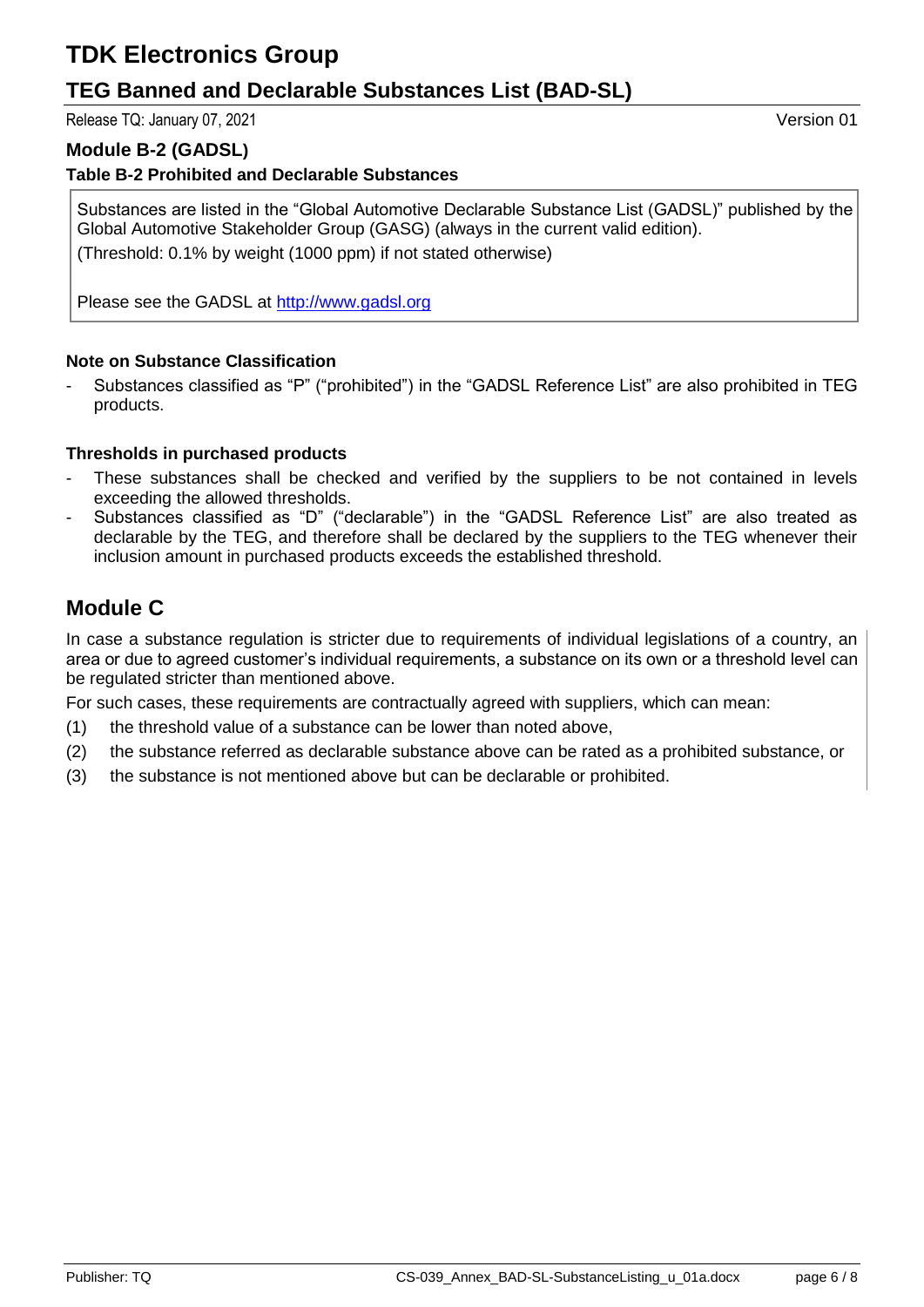## Module B-2 (GADSL)

### Table B-2 Prohibited and Declarable Substances

Substances are listed in the "Global Automotive Declarable Substance List (GADSL)" published by the Global Automotive Stakeholder Group (GASG) (always in the current valid edition).
(Threshold: 0.1% by weight (1000 ppm) if not stated otherwise)

Please see the GADSL at http://www.gadsl.org

**Note on Substance Classification**

- Substances classified as "P" ("prohibited") in the "GADSL Reference List" are also prohibited in TEG products.

**Thresholds in purchased products**

- These substances shall be checked and verified by the suppliers to be not contained in levels exceeding the allowed thresholds.
- Substances classified as "D" ("declarable") in the "GADSL Reference List" are also treated as declarable by the TEG, and therefore shall be declared by the suppliers to the TEG whenever their inclusion amount in purchased products exceeds the established threshold.

## Module C

In case a substance regulation is stricter due to requirements of individual legislations of a country, an area or due to agreed customer's individual requirements, a substance on its own or a threshold level can be regulated stricter than mentioned above.

For such cases, these requirements are contractually agreed with suppliers, which can mean:

(1) the threshold value of a substance can be lower than noted above,

(2) the substance referred as declarable substance above can be rated as a prohibited substance, or

(3) the substance is not mentioned above but can be declarable or prohibited.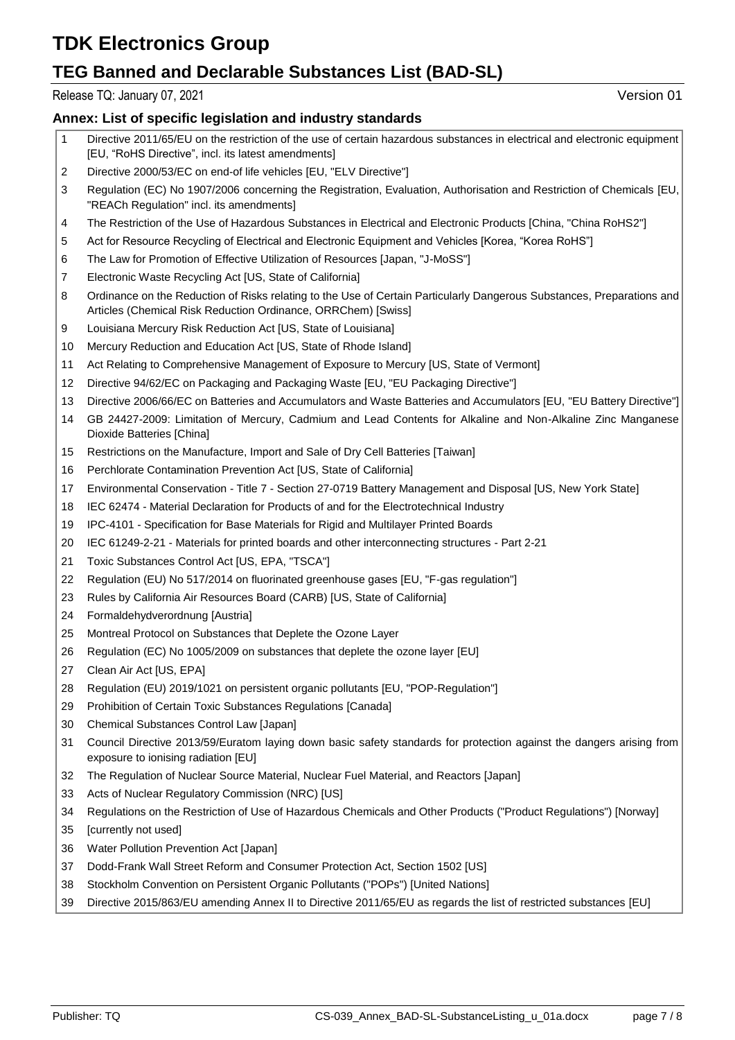## Annex: List of specific legislation and industry standards

| | |
|---|---|
| 1 | Directive 2011/65/EU on the restriction of the use of certain hazardous substances in electrical and electronic equipment [EU, "RoHS Directive", incl. its latest amendments] |
| 2 | Directive 2000/53/EC on end-of life vehicles [EU, "ELV Directive"] |
| 3 | Regulation (EC) No 1907/2006 concerning the Registration, Evaluation, Authorisation and Restriction of Chemicals [EU, "REACh Regulation" incl. its amendments] |
| 4 | The Restriction of the Use of Hazardous Substances in Electrical and Electronic Products [China, "China RoHS2"] |
| 5 | Act for Resource Recycling of Electrical and Electronic Equipment and Vehicles [Korea, "Korea RoHS"] |
| 6 | The Law for Promotion of Effective Utilization of Resources [Japan, "J-MoSS"] |
| 7 | Electronic Waste Recycling Act [US, State of California] |
| 8 | Ordinance on the Reduction of Risks relating to the Use of Certain Particularly Dangerous Substances, Preparations and Articles (Chemical Risk Reduction Ordinance, ORRChem) [Swiss] |
| 9 | Louisiana Mercury Risk Reduction Act [US, State of Louisiana] |
| 10 | Mercury Reduction and Education Act [US, State of Rhode Island] |
| 11 | Act Relating to Comprehensive Management of Exposure to Mercury [US, State of Vermont] |
| 12 | Directive 94/62/EC on Packaging and Packaging Waste [EU, "EU Packaging Directive"] |
| 13 | Directive 2006/66/EC on Batteries and Accumulators and Waste Batteries and Accumulators [EU, "EU Battery Directive"] |
| 14 | GB 24427-2009: Limitation of Mercury, Cadmium and Lead Contents for Alkaline and Non-Alkaline Zinc Manganese Dioxide Batteries [China] |
| 15 | Restrictions on the Manufacture, Import and Sale of Dry Cell Batteries [Taiwan] |
| 16 | Perchlorate Contamination Prevention Act [US, State of California] |
| 17 | Environmental Conservation - Title 7 - Section 27-0719 Battery Management and Disposal [US, New York State] |
| 18 | IEC 62474 - Material Declaration for Products of and for the Electrotechnical Industry |
| 19 | IPC-4101 - Specification for Base Materials for Rigid and Multilayer Printed Boards |
| 20 | IEC 61249-2-21 - Materials for printed boards and other interconnecting structures - Part 2-21 |
| 21 | Toxic Substances Control Act [US, EPA, "TSCA"] |
| 22 | Regulation (EU) No 517/2014 on fluorinated greenhouse gases [EU, "F-gas regulation"] |
| 23 | Rules by California Air Resources Board (CARB) [US, State of California] |
| 24 | Formaldehydverordnung [Austria] |
| 25 | Montreal Protocol on Substances that Deplete the Ozone Layer |
| 26 | Regulation (EC) No 1005/2009 on substances that deplete the ozone layer [EU] |
| 27 | Clean Air Act [US, EPA] |
| 28 | Regulation (EU) 2019/1021 on persistent organic pollutants [EU, "POP-Regulation"] |
| 29 | Prohibition of Certain Toxic Substances Regulations [Canada] |
| 30 | Chemical Substances Control Law [Japan] |
| 31 | Council Directive 2013/59/Euratom laying down basic safety standards for protection against the dangers arising from exposure to ionising radiation [EU] |
| 32 | The Regulation of Nuclear Source Material, Nuclear Fuel Material, and Reactors [Japan] |
| 33 | Acts of Nuclear Regulatory Commission (NRC) [US] |
| 34 | Regulations on the Restriction of Use of Hazardous Chemicals and Other Products ("Product Regulations") [Norway] |
| 35 | [currently not used] |
| 36 | Water Pollution Prevention Act [Japan] |
| 37 | Dodd-Frank Wall Street Reform and Consumer Protection Act, Section 1502 [US] |
| 38 | Stockholm Convention on Persistent Organic Pollutants ("POPs") [United Nations] |
| 39 | Directive 2015/863/EU amending Annex II to Directive 2011/65/EU as regards the list of restricted substances [EU] |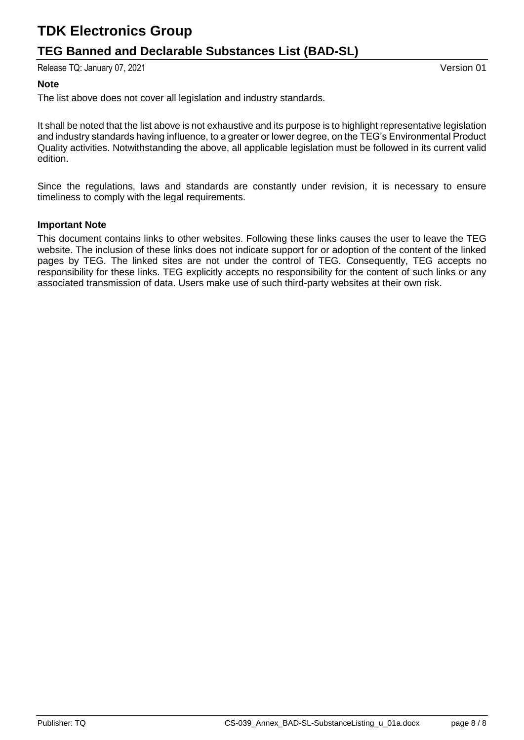### Note

The list above does not cover all legislation and industry standards.

It shall be noted that the list above is not exhaustive and its purpose is to highlight representative legislation and industry standards having influence, to a greater or lower degree, on the TEG's Environmental Product Quality activities. Notwithstanding the above, all applicable legislation must be followed in its current valid edition.

Since the regulations, laws and standards are constantly under revision, it is necessary to ensure timeliness to comply with the legal requirements.

### Important Note

This document contains links to other websites. Following these links causes the user to leave the TEG website. The inclusion of these links does not indicate support for or adoption of the content of the linked pages by TEG. The linked sites are not under the control of TEG. Consequently, TEG accepts no responsibility for these links. TEG explicitly accepts no responsibility for the content of such links or any associated transmission of data. Users make use of such third-party websites at their own risk.